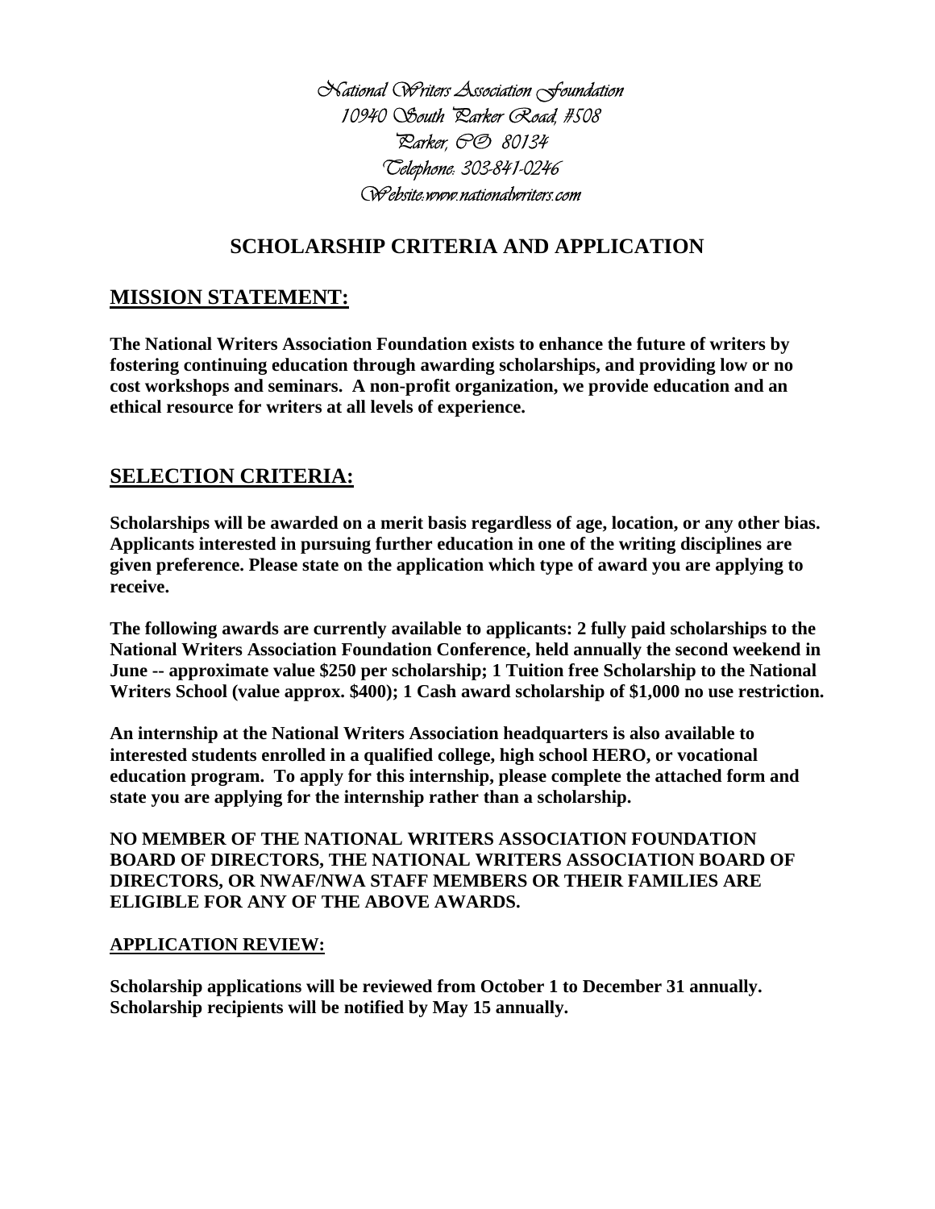*National Writers Association Foundation*
*10940 South Parker Road, #508*
*Parker, CO 80134*
*Telephone: 303-841-0246*
*Website:www.nationalwriters.com*

# SCHOLARSHIP CRITERIA AND APPLICATION

## MISSION STATEMENT:

**The National Writers Association Foundation exists to enhance the future of writers by fostering continuing education through awarding scholarships, and providing low or no cost workshops and seminars. A non-profit organization, we provide education and an ethical resource for writers at all levels of experience.**

## SELECTION CRITERIA:

**Scholarships will be awarded on a merit basis regardless of age, location, or any other bias. Applicants interested in pursuing further education in one of the writing disciplines are given preference. Please state on the application which type of award you are applying to receive.**

**The following awards are currently available to applicants: 2 fully paid scholarships to the National Writers Association Foundation Conference, held annually the second weekend in June -- approximate value $250 per scholarship; 1 Tuition free Scholarship to the National Writers School (value approx. $400); 1 Cash award scholarship of $1,000 no use restriction.**

**An internship at the National Writers Association headquarters is also available to interested students enrolled in a qualified college, high school HERO, or vocational education program. To apply for this internship, please complete the attached form and state you are applying for the internship rather than a scholarship.**

**NO MEMBER OF THE NATIONAL WRITERS ASSOCIATION FOUNDATION BOARD OF DIRECTORS, THE NATIONAL WRITERS ASSOCIATION BOARD OF DIRECTORS, OR NWAF/NWA STAFF MEMBERS OR THEIR FAMILIES ARE ELIGIBLE FOR ANY OF THE ABOVE AWARDS.**

### APPLICATION REVIEW:

**Scholarship applications will be reviewed from October 1 to December 31 annually. Scholarship recipients will be notified by May 15 annually.**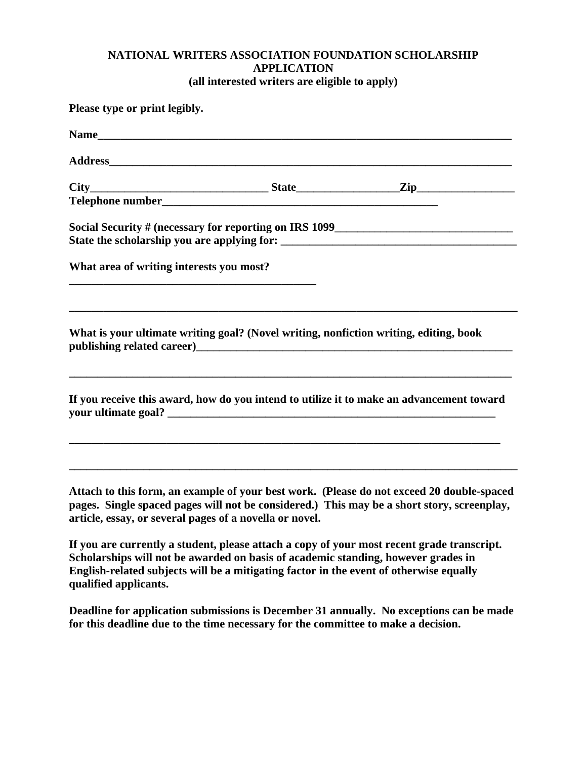**NATIONAL WRITERS ASSOCIATION FOUNDATION SCHOLARSHIP APPLICATION**
**(all interested writers are eligible to apply)**

**Please type or print legibly.**

**Name**___________________________________________________________________________

**Address**_________________________________________________________________________

**City**________________________________ **State**__________________**Zip**__________________
**Telephone number**__________________________________________________

**Social Security # (necessary for reporting on IRS 1099**_______________________________
**State the scholarship you are applying for:** _________________________________________

**What area of writing interests you most?**
_____________________________________________

_________________________________________________________________________________

**What is your ultimate writing goal? (Novel writing, nonfiction writing, editing, book publishing related career)**___________________________________________________________

________________________________________________________________________________

**If you receive this award, how do you intend to utilize it to make an advancement toward your ultimate goal?** _____________________________________________________________

______________________________________________________________________________

_________________________________________________________________________________

**Attach to this form, an example of your best work. (Please do not exceed 20 double-spaced pages. Single spaced pages will not be considered.) This may be a short story, screenplay, article, essay, or several pages of a novella or novel.**

**If you are currently a student, please attach a copy of your most recent grade transcript. Scholarships will not be awarded on basis of academic standing, however grades in English-related subjects will be a mitigating factor in the event of otherwise equally qualified applicants.**

**Deadline for application submissions is December 31 annually. No exceptions can be made for this deadline due to the time necessary for the committee to make a decision.**